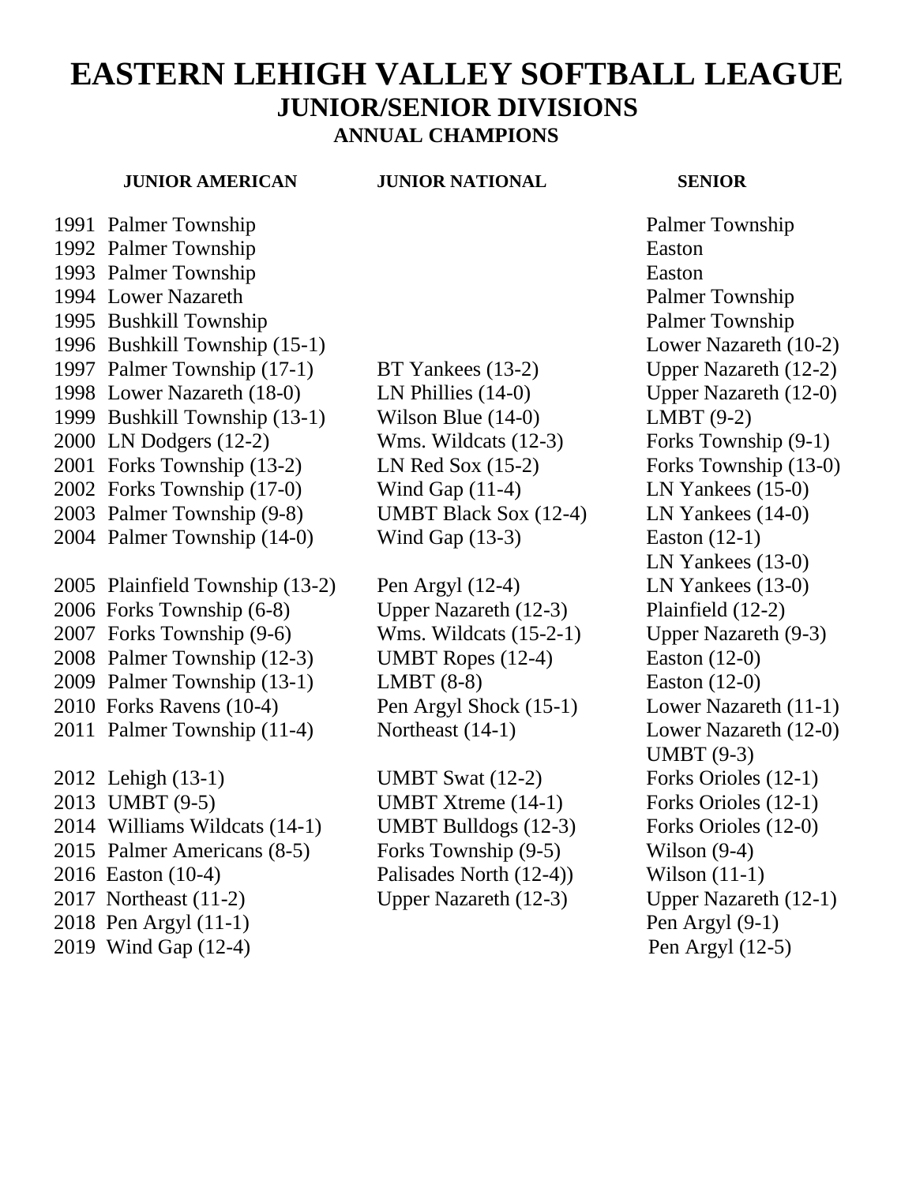# EASTERN LEHIGH VALLEY SOFTBALL LEAGUE

## JUNIOR/SENIOR DIVISIONS

### ANNUAL CHAMPIONS

| Year | JUNIOR AMERICAN | JUNIOR NATIONAL | SENIOR |
|---|---|---|---|
| 1991 | Palmer Township | | Palmer Township |
| 1992 | Palmer Township | | Easton |
| 1993 | Palmer Township | | Easton |
| 1994 | Lower Nazareth | | Palmer Township |
| 1995 | Bushkill Township | | Palmer Township |
| 1996 | Bushkill Township (15-1) | | Lower Nazareth (10-2) |
| 1997 | Palmer Township (17-1) | BT Yankees (13-2) | Upper Nazareth (12-2) |
| 1998 | Lower Nazareth (18-0) | LN Phillies (14-0) | Upper Nazareth (12-0) |
| 1999 | Bushkill Township (13-1) | Wilson Blue (14-0) | LMBT (9-2) |
| 2000 | LN Dodgers (12-2) | Wms. Wildcats (12-3) | Forks Township (9-1) |
| 2001 | Forks Township (13-2) | LN Red Sox (15-2) | Forks Township (13-0) |
| 2002 | Forks Township (17-0) | Wind Gap (11-4) | LN Yankees (15-0) |
| 2003 | Palmer Township (9-8) | UMBT Black Sox (12-4) | LN Yankees (14-0) |
| 2004 | Palmer Township (14-0) | Wind Gap (13-3) | Easton (12-1)<br>LN Yankees (13-0) |
| 2005 | Plainfield Township (13-2) | Pen Argyl (12-4) | LN Yankees (13-0) |
| 2006 | Forks Township (6-8) | Upper Nazareth (12-3) | Plainfield (12-2) |
| 2007 | Forks Township (9-6) | Wms. Wildcats (15-2-1) | Upper Nazareth (9-3) |
| 2008 | Palmer Township (12-3) | UMBT Ropes (12-4) | Easton (12-0) |
| 2009 | Palmer Township (13-1) | LMBT (8-8) | Easton (12-0) |
| 2010 | Forks Ravens (10-4) | Pen Argyl Shock (15-1) | Lower Nazareth (11-1) |
| 2011 | Palmer Township (11-4) | Northeast (14-1) | Lower Nazareth (12-0)<br>UMBT (9-3) |
| 2012 | Lehigh (13-1) | UMBT Swat (12-2) | Forks Orioles (12-1) |
| 2013 | UMBT (9-5) | UMBT Xtreme (14-1) | Forks Orioles (12-1) |
| 2014 | Williams Wildcats (14-1) | UMBT Bulldogs (12-3) | Forks Orioles (12-0) |
| 2015 | Palmer Americans (8-5) | Forks Township (9-5) | Wilson (9-4) |
| 2016 | Easton (10-4) | Palisades North (12-4)) | Wilson (11-1) |
| 2017 | Northeast (11-2) | Upper Nazareth (12-3) | Upper Nazareth (12-1) |
| 2018 | Pen Argyl (11-1) | | Pen Argyl (9-1) |
| 2019 | Wind Gap (12-4) | | Pen Argyl (12-5) |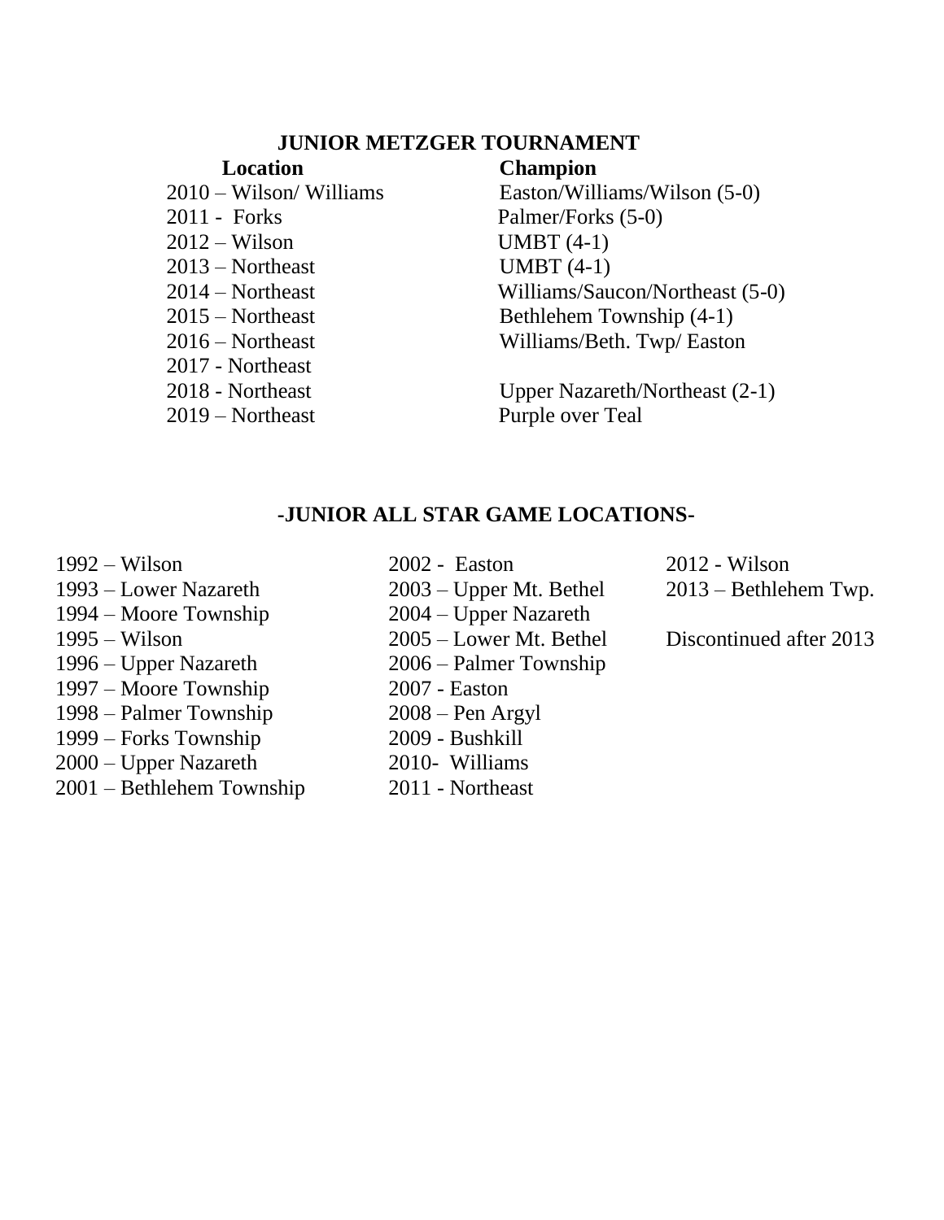## JUNIOR METZGER TOURNAMENT

| Location | Champion |
| --- | --- |
| 2010 – Wilson/ Williams | Easton/Williams/Wilson (5-0) |
| 2011 - Forks | Palmer/Forks (5-0) |
| 2012 – Wilson | UMBT (4-1) |
| 2013 – Northeast | UMBT (4-1) |
| 2014 – Northeast | Williams/Saucon/Northeast (5-0) |
| 2015 – Northeast | Bethlehem Township (4-1) |
| 2016 – Northeast | Williams/Beth. Twp/ Easton |
| 2017 - Northeast | |
| 2018 - Northeast | Upper Nazareth/Northeast (2-1) |
| 2019 – Northeast | Purple over Teal |

## -JUNIOR ALL STAR GAME LOCATIONS-

1992 – Wilson
1993 – Lower Nazareth
1994 – Moore Township
1995 – Wilson
1996 – Upper Nazareth
1997 – Moore Township
1998 – Palmer Township
1999 – Forks Township
2000 – Upper Nazareth
2001 – Bethlehem Township
2002 - Easton
2003 – Upper Mt. Bethel
2004 – Upper Nazareth
2005 – Lower Mt. Bethel
2006 – Palmer Township
2007 - Easton
2008 – Pen Argyl
2009 - Bushkill
2010- Williams
2011 - Northeast
2012 - Wilson
2013 – Bethlehem Twp.

Discontinued after 2013